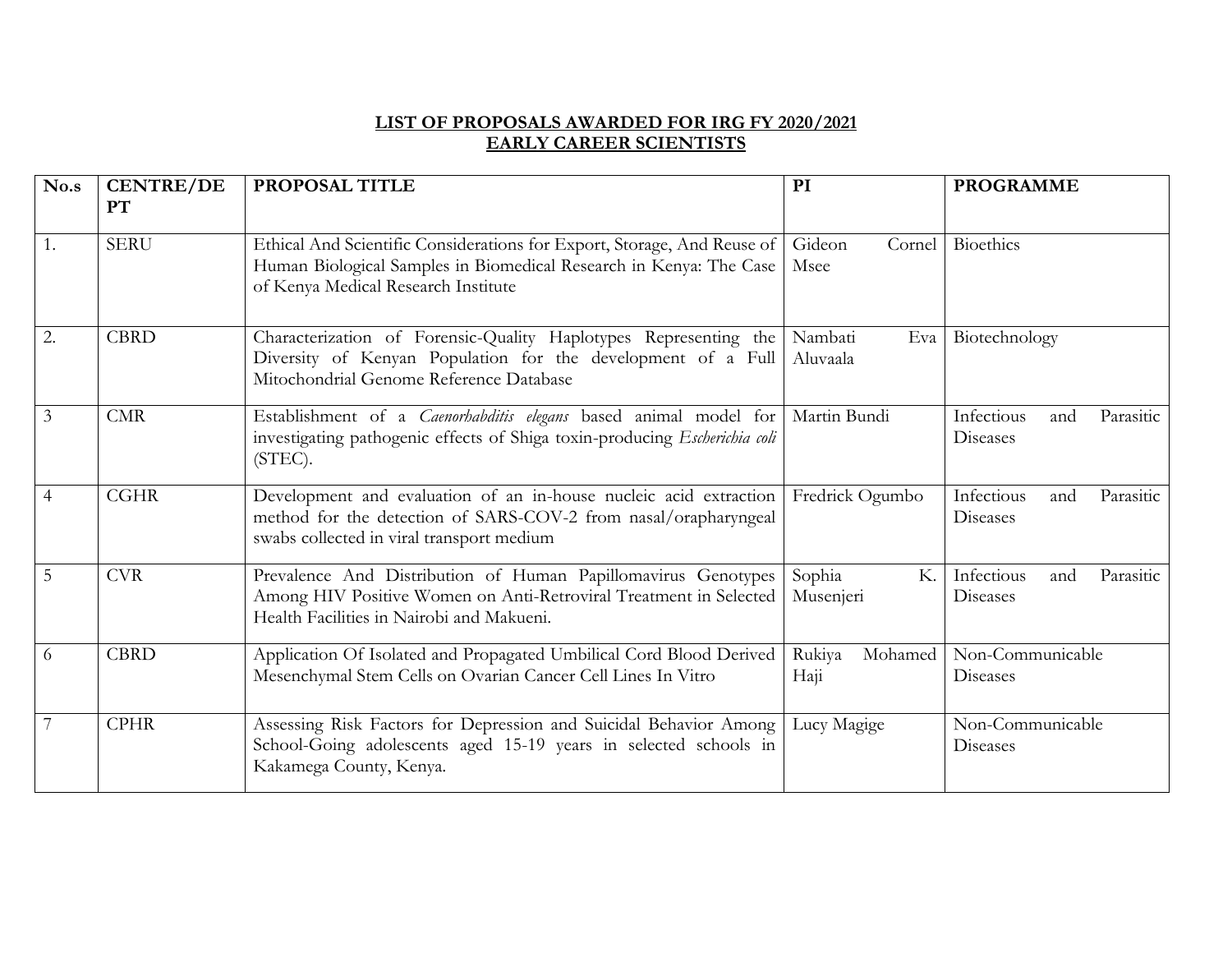**LIST OF PROPOSALS AWARDED FOR IRG FY 2020/2021**
**EARLY CAREER SCIENTISTS**

| No.s | CENTRE/DEPT | PROPOSAL TITLE | PI | PROGRAMME |
|---|---|---|---|---|
| 1. | SERU | Ethical And Scientific Considerations for Export, Storage, And Reuse of Human Biological Samples in Biomedical Research in Kenya: The Case of Kenya Medical Research Institute | Gideon Cornel Msee | Bioethics |
| 2. | CBRD | Characterization of Forensic-Quality Haplotypes Representing the Diversity of Kenyan Population for the development of a Full Mitochondrial Genome Reference Database | Nambati Eva Aluvaala | Biotechnology |
| 3 | CMR | Establishment of a *Caenorhabditis elegans* based animal model for investigating pathogenic effects of Shiga toxin-producing *Escherichia coli* (STEC). | Martin Bundi | Infectious and Parasitic Diseases |
| 4 | CGHR | Development and evaluation of an in-house nucleic acid extraction method for the detection of SARS-COV-2 from nasal/orapharyngeal swabs collected in viral transport medium | Fredrick Ogumbo | Infectious and Parasitic Diseases |
| 5 | CVR | Prevalence And Distribution of Human Papillomavirus Genotypes Among HIV Positive Women on Anti-Retroviral Treatment in Selected Health Facilities in Nairobi and Makueni. | Sophia K. Musenjeri | Infectious and Parasitic Diseases |
| 6 | CBRD | Application Of Isolated and Propagated Umbilical Cord Blood Derived Mesenchymal Stem Cells on Ovarian Cancer Cell Lines In Vitro | Rukiya Mohamed Haji | Non-Communicable Diseases |
| 7 | CPHR | Assessing Risk Factors for Depression and Suicidal Behavior Among School-Going adolescents aged 15-19 years in selected schools in Kakamega County, Kenya. | Lucy Magige | Non-Communicable Diseases |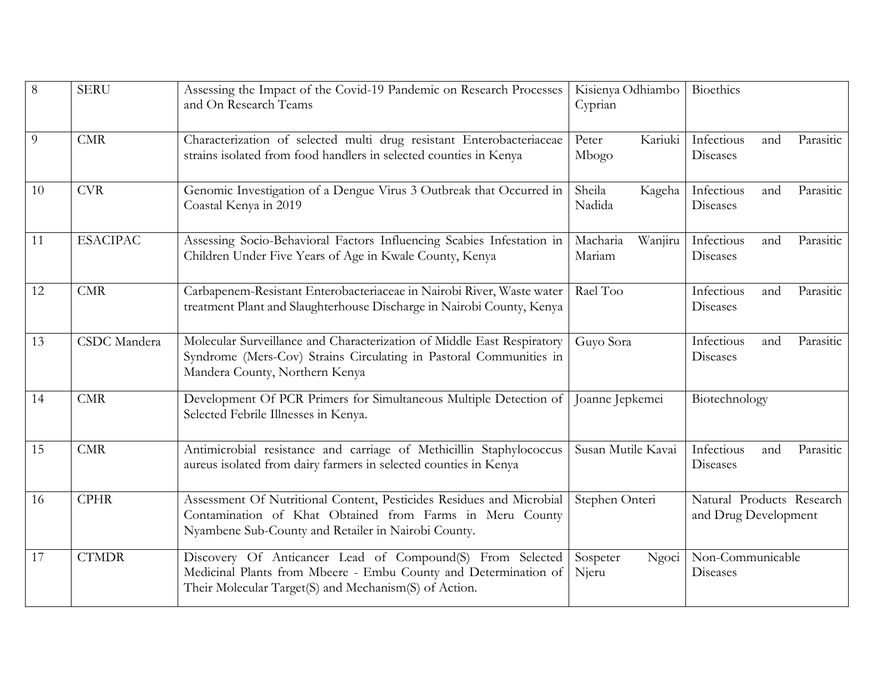| 8 | SERU | Assessing the Impact of the Covid-19 Pandemic on Research Processes and On Research Teams | Kisienya Odhiambo Cyprian | Bioethics |
|---|---|---|---|---|
| 9 | CMR | Characterization of selected multi drug resistant Enterobacteriaceae strains isolated from food handlers in selected counties in Kenya | Peter Kariuki Mbogo | Infectious and Parasitic Diseases |
| 10 | CVR | Genomic Investigation of a Dengue Virus 3 Outbreak that Occurred in Coastal Kenya in 2019 | Sheila Kageha Nadida | Infectious and Parasitic Diseases |
| 11 | ESACIPAC | Assessing Socio-Behavioral Factors Influencing Scabies Infestation in Children Under Five Years of Age in Kwale County, Kenya | Macharia Wanjiru Mariam | Infectious and Parasitic Diseases |
| 12 | CMR | Carbapenem-Resistant Enterobacteriaceae in Nairobi River, Waste water treatment Plant and Slaughterhouse Discharge in Nairobi County, Kenya | Rael Too | Infectious and Parasitic Diseases |
| 13 | CSDC Mandera | Molecular Surveillance and Characterization of Middle East Respiratory Syndrome (Mers-Cov) Strains Circulating in Pastoral Communities in Mandera County, Northern Kenya | Guyo Sora | Infectious and Parasitic Diseases |
| 14 | CMR | Development Of PCR Primers for Simultaneous Multiple Detection of Selected Febrile Illnesses in Kenya. | Joanne Jepkemei | Biotechnology |
| 15 | CMR | Antimicrobial resistance and carriage of Methicillin Staphylococcus aureus isolated from dairy farmers in selected counties in Kenya | Susan Mutile Kavai | Infectious and Parasitic Diseases |
| 16 | CPHR | Assessment Of Nutritional Content, Pesticides Residues and Microbial Contamination of Khat Obtained from Farms in Meru County Nyambene Sub-County and Retailer in Nairobi County. | Stephen Onteri | Natural Products Research and Drug Development |
| 17 | CTMDR | Discovery Of Anticancer Lead of Compound(S) From Selected Medicinal Plants from Mbeere - Embu County and Determination of Their Molecular Target(S) and Mechanism(S) of Action. | Sospeter Ngoci Njeru | Non-Communicable Diseases |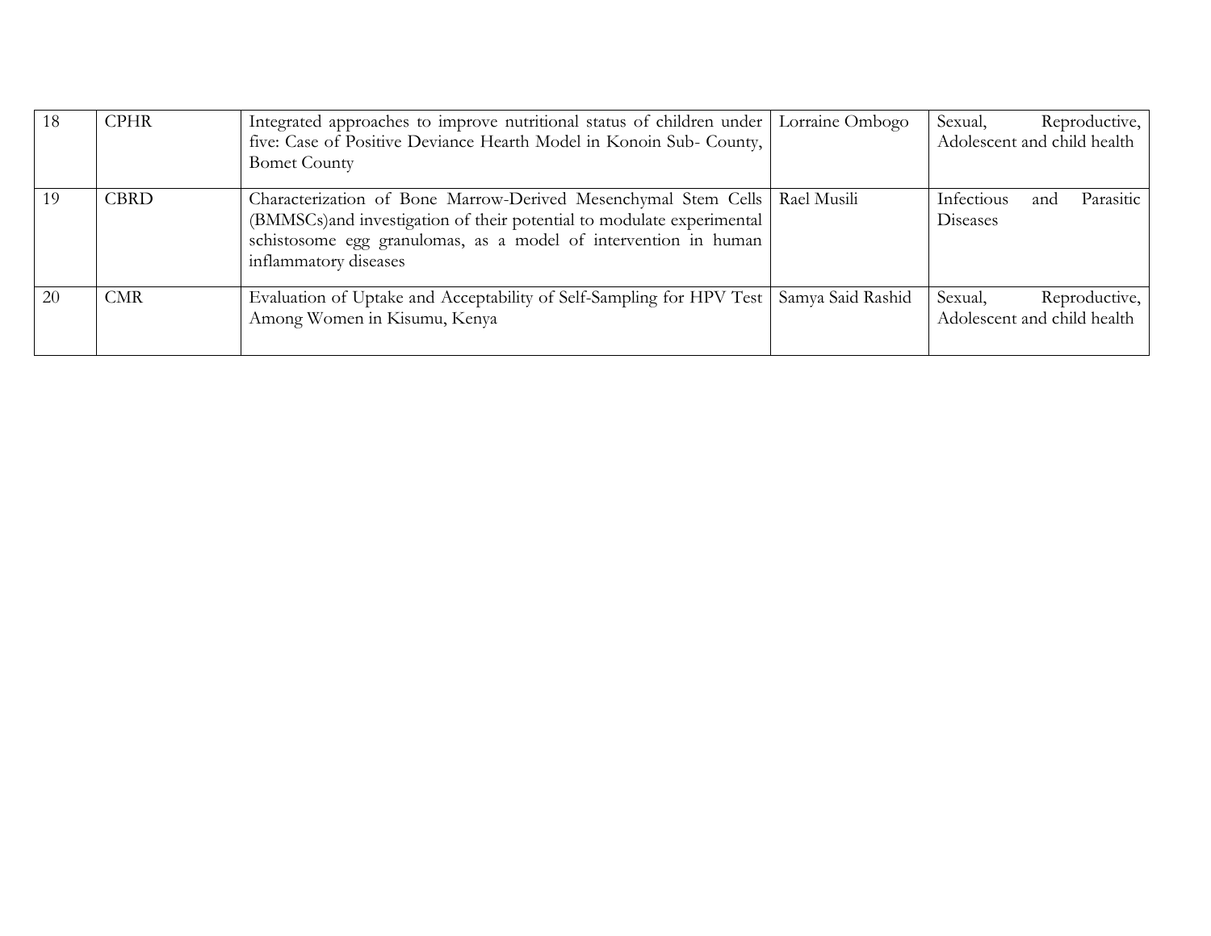| | | | | |
|---|---|---|---|---|
| 18 | CPHR | Integrated approaches to improve nutritional status of children under five: Case of Positive Deviance Hearth Model in Konoin Sub- County, Bomet County | Lorraine Ombogo | Sexual, Reproductive, Adolescent and child health |
| 19 | CBRD | Characterization of Bone Marrow-Derived Mesenchymal Stem Cells (BMMSCs)and investigation of their potential to modulate experimental schistosome egg granulomas, as a model of intervention in human inflammatory diseases | Rael Musili | Infectious and Parasitic Diseases |
| 20 | CMR | Evaluation of Uptake and Acceptability of Self-Sampling for HPV Test Among Women in Kisumu, Kenya | Samya Said Rashid | Sexual, Reproductive, Adolescent and child health |